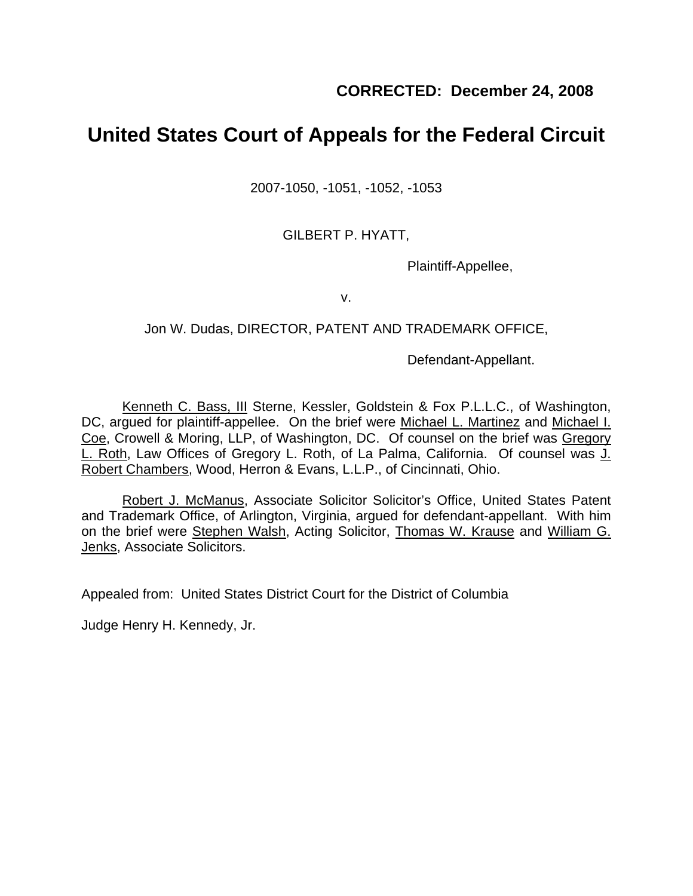**CORRECTED: December 24, 2008**

# United States Court of Appeals for the Federal Circuit

2007-1050, -1051, -1052, -1053

GILBERT P. HYATT,

Plaintiff-Appellee,

v.

Jon W. Dudas, DIRECTOR, PATENT AND TRADEMARK OFFICE,

Defendant-Appellant.

Kenneth C. Bass, III Sterne, Kessler, Goldstein & Fox P.L.L.C., of Washington, DC, argued for plaintiff-appellee. On the brief were Michael L. Martinez and Michael I. Coe, Crowell & Moring, LLP, of Washington, DC. Of counsel on the brief was Gregory L. Roth, Law Offices of Gregory L. Roth, of La Palma, California. Of counsel was J. Robert Chambers, Wood, Herron & Evans, L.L.P., of Cincinnati, Ohio.

Robert J. McManus, Associate Solicitor Solicitor's Office, United States Patent and Trademark Office, of Arlington, Virginia, argued for defendant-appellant. With him on the brief were Stephen Walsh, Acting Solicitor, Thomas W. Krause and William G. Jenks, Associate Solicitors.

Appealed from: United States District Court for the District of Columbia

Judge Henry H. Kennedy, Jr.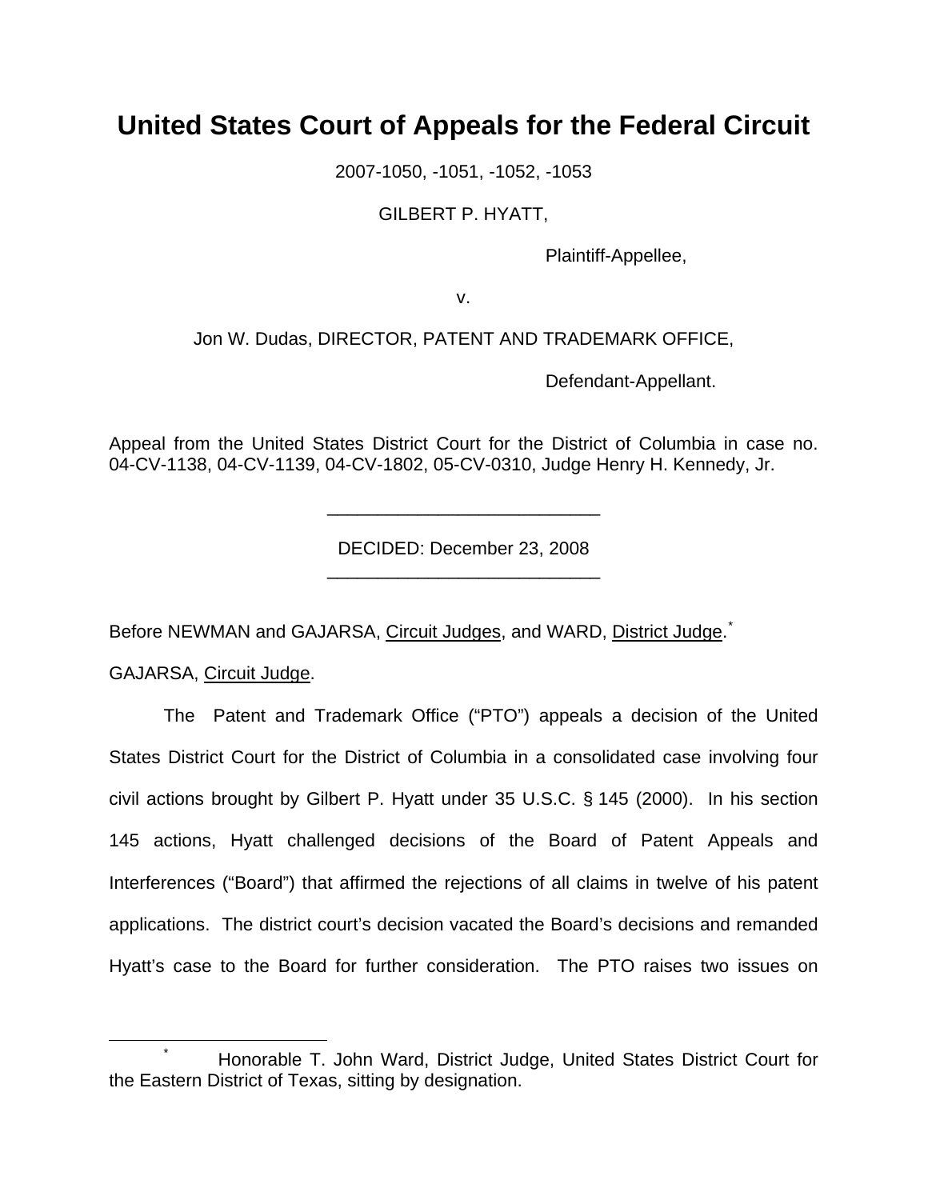# United States Court of Appeals for the Federal Circuit

2007-1050, -1051, -1052, -1053

GILBERT P. HYATT,

Plaintiff-Appellee,

v.

Jon W. Dudas, DIRECTOR, PATENT AND TRADEMARK OFFICE,

Defendant-Appellant.

Appeal from the United States District Court for the District of Columbia in case no. 04-CV-1138, 04-CV-1139, 04-CV-1802, 05-CV-0310, Judge Henry H. Kennedy, Jr.

---

DECIDED: December 23, 2008

---

Before NEWMAN and GAJARSA, Circuit Judges, and WARD, District Judge.[*]

GAJARSA, Circuit Judge.

The Patent and Trademark Office ("PTO") appeals a decision of the United States District Court for the District of Columbia in a consolidated case involving four civil actions brought by Gilbert P. Hyatt under 35 U.S.C. § 145 (2000). In his section 145 actions, Hyatt challenged decisions of the Board of Patent Appeals and Interferences ("Board") that affirmed the rejections of all claims in twelve of his patent applications. The district court's decision vacated the Board's decisions and remanded Hyatt's case to the Board for further consideration. The PTO raises two issues on

---

[*] Honorable T. John Ward, District Judge, United States District Court for the Eastern District of Texas, sitting by designation.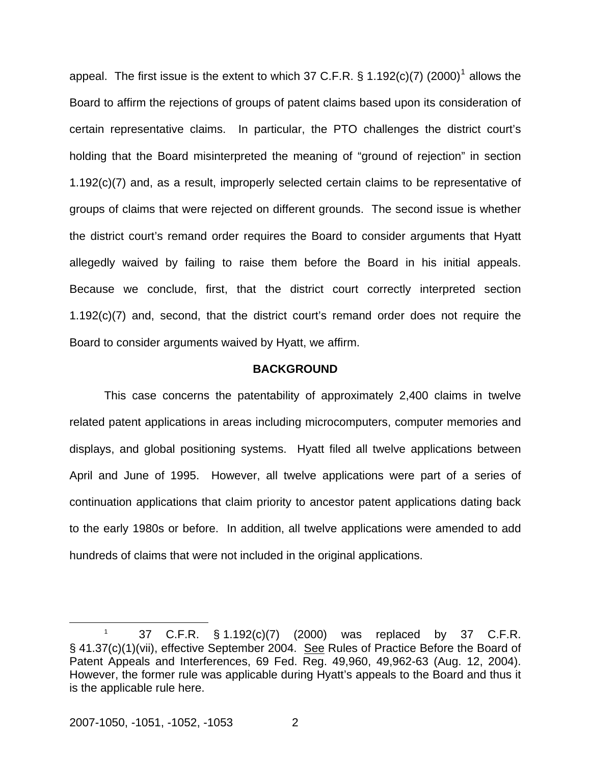appeal. The first issue is the extent to which 37 C.F.R. § 1.192(c)(7) (2000)[1] allows the Board to affirm the rejections of groups of patent claims based upon its consideration of certain representative claims. In particular, the PTO challenges the district court's holding that the Board misinterpreted the meaning of "ground of rejection" in section 1.192(c)(7) and, as a result, improperly selected certain claims to be representative of groups of claims that were rejected on different grounds. The second issue is whether the district court's remand order requires the Board to consider arguments that Hyatt allegedly waived by failing to raise them before the Board in his initial appeals. Because we conclude, first, that the district court correctly interpreted section 1.192(c)(7) and, second, that the district court's remand order does not require the Board to consider arguments waived by Hyatt, we affirm.

**BACKGROUND**

This case concerns the patentability of approximately 2,400 claims in twelve related patent applications in areas including microcomputers, computer memories and displays, and global positioning systems. Hyatt filed all twelve applications between April and June of 1995. However, all twelve applications were part of a series of continuation applications that claim priority to ancestor patent applications dating back to the early 1980s or before. In addition, all twelve applications were amended to add hundreds of claims that were not included in the original applications.

---

[1] 37 C.F.R. § 1.192(c)(7) (2000) was replaced by 37 C.F.R. § 41.37(c)(1)(vii), effective September 2004. See Rules of Practice Before the Board of Patent Appeals and Interferences, 69 Fed. Reg. 49,960, 49,962-63 (Aug. 12, 2004). However, the former rule was applicable during Hyatt's appeals to the Board and thus it is the applicable rule here.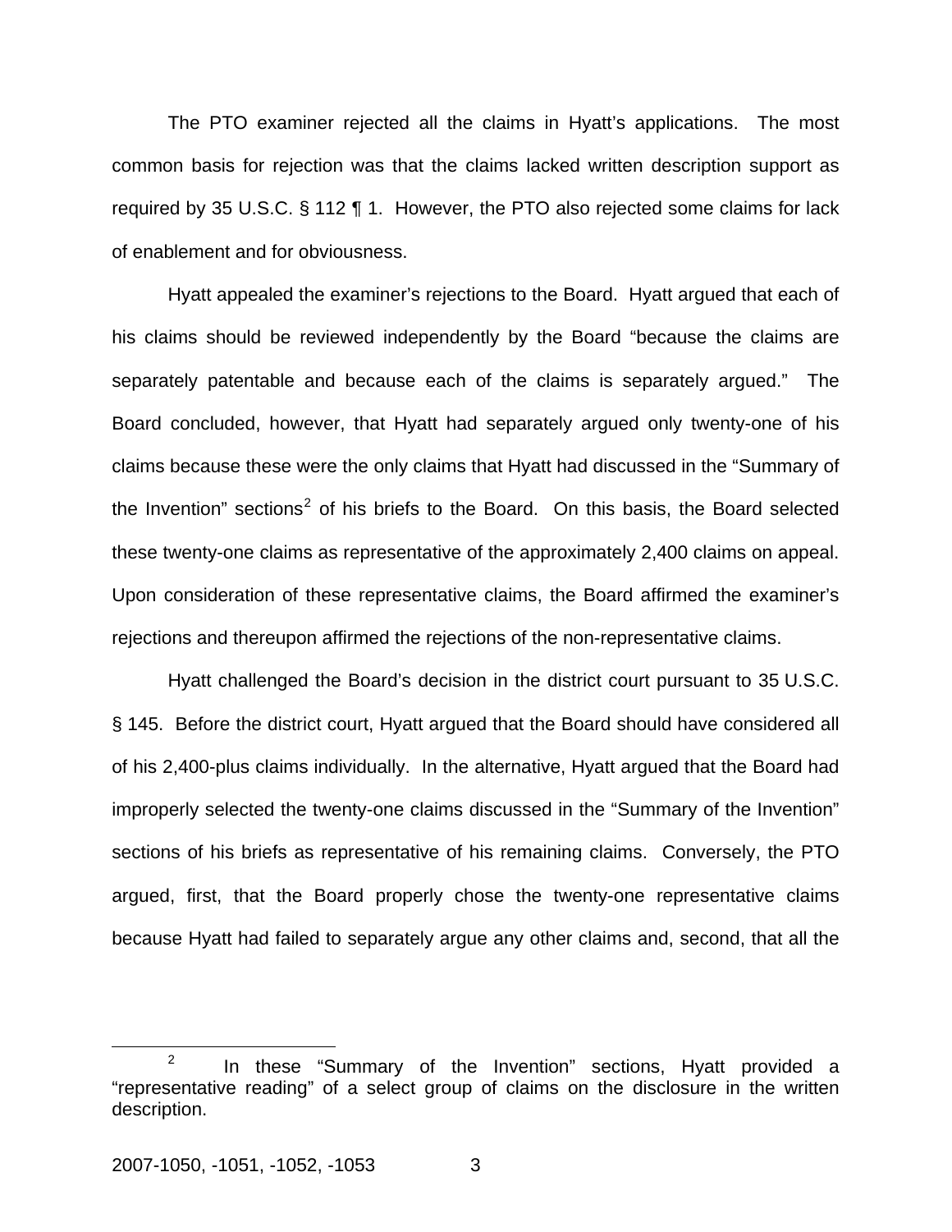The PTO examiner rejected all the claims in Hyatt's applications. The most common basis for rejection was that the claims lacked written description support as required by 35 U.S.C. § 112 ¶ 1. However, the PTO also rejected some claims for lack of enablement and for obviousness.

Hyatt appealed the examiner's rejections to the Board. Hyatt argued that each of his claims should be reviewed independently by the Board "because the claims are separately patentable and because each of the claims is separately argued." The Board concluded, however, that Hyatt had separately argued only twenty-one of his claims because these were the only claims that Hyatt had discussed in the "Summary of the Invention" sections[2] of his briefs to the Board. On this basis, the Board selected these twenty-one claims as representative of the approximately 2,400 claims on appeal. Upon consideration of these representative claims, the Board affirmed the examiner's rejections and thereupon affirmed the rejections of the non-representative claims.

Hyatt challenged the Board's decision in the district court pursuant to 35 U.S.C. § 145. Before the district court, Hyatt argued that the Board should have considered all of his 2,400-plus claims individually. In the alternative, Hyatt argued that the Board had improperly selected the twenty-one claims discussed in the "Summary of the Invention" sections of his briefs as representative of his remaining claims. Conversely, the PTO argued, first, that the Board properly chose the twenty-one representative claims because Hyatt had failed to separately argue any other claims and, second, that all the

[2] In these "Summary of the Invention" sections, Hyatt provided a "representative reading" of a select group of claims on the disclosure in the written description.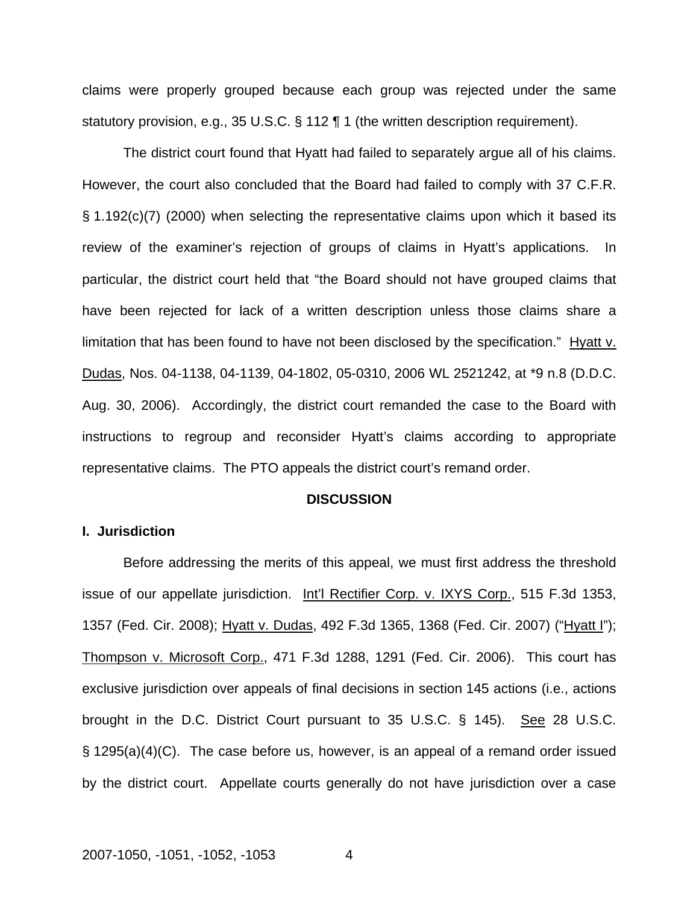claims were properly grouped because each group was rejected under the same statutory provision, e.g., 35 U.S.C. § 112 ¶ 1 (the written description requirement).

The district court found that Hyatt had failed to separately argue all of his claims. However, the court also concluded that the Board had failed to comply with 37 C.F.R. § 1.192(c)(7) (2000) when selecting the representative claims upon which it based its review of the examiner's rejection of groups of claims in Hyatt's applications. In particular, the district court held that "the Board should not have grouped claims that have been rejected for lack of a written description unless those claims share a limitation that has been found to have not been disclosed by the specification." Hyatt v. Dudas, Nos. 04-1138, 04-1139, 04-1802, 05-0310, 2006 WL 2521242, at *9 n.8 (D.D.C. Aug. 30, 2006). Accordingly, the district court remanded the case to the Board with instructions to regroup and reconsider Hyatt's claims according to appropriate representative claims. The PTO appeals the district court's remand order.

## DISCUSSION

### I. Jurisdiction

Before addressing the merits of this appeal, we must first address the threshold issue of our appellate jurisdiction. Int'l Rectifier Corp. v. IXYS Corp., 515 F.3d 1353, 1357 (Fed. Cir. 2008); Hyatt v. Dudas, 492 F.3d 1365, 1368 (Fed. Cir. 2007) ("Hyatt I"); Thompson v. Microsoft Corp., 471 F.3d 1288, 1291 (Fed. Cir. 2006). This court has exclusive jurisdiction over appeals of final decisions in section 145 actions (i.e., actions brought in the D.C. District Court pursuant to 35 U.S.C. § 145). See 28 U.S.C. § 1295(a)(4)(C). The case before us, however, is an appeal of a remand order issued by the district court. Appellate courts generally do not have jurisdiction over a case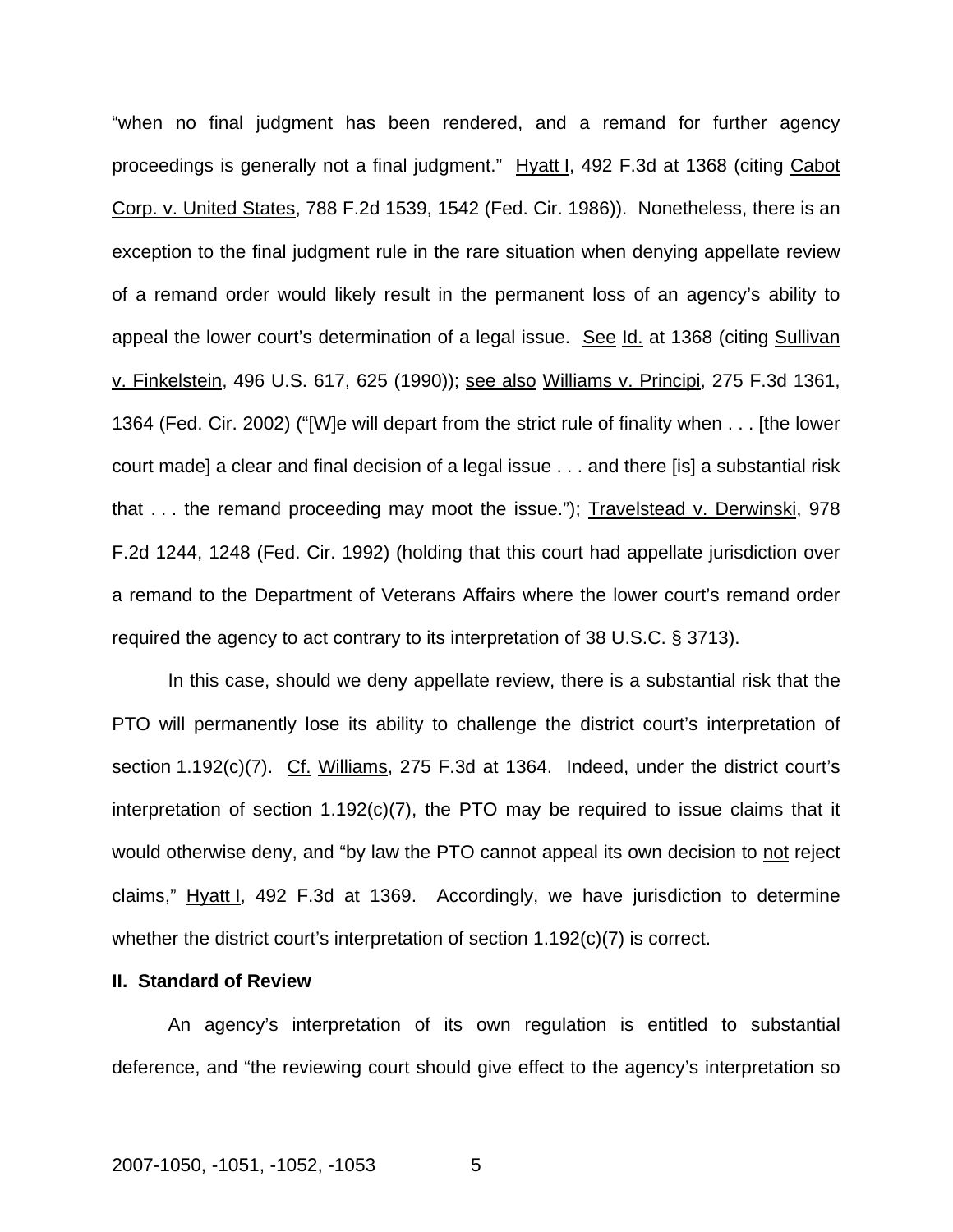"when no final judgment has been rendered, and a remand for further agency proceedings is generally not a final judgment." Hyatt I, 492 F.3d at 1368 (citing Cabot Corp. v. United States, 788 F.2d 1539, 1542 (Fed. Cir. 1986)). Nonetheless, there is an exception to the final judgment rule in the rare situation when denying appellate review of a remand order would likely result in the permanent loss of an agency's ability to appeal the lower court's determination of a legal issue. See Id. at 1368 (citing Sullivan v. Finkelstein, 496 U.S. 617, 625 (1990)); see also Williams v. Principi, 275 F.3d 1361, 1364 (Fed. Cir. 2002) ("[W]e will depart from the strict rule of finality when . . . [the lower court made] a clear and final decision of a legal issue . . . and there [is] a substantial risk that . . . the remand proceeding may moot the issue."); Travelstead v. Derwinski, 978 F.2d 1244, 1248 (Fed. Cir. 1992) (holding that this court had appellate jurisdiction over a remand to the Department of Veterans Affairs where the lower court's remand order required the agency to act contrary to its interpretation of 38 U.S.C. § 3713).

In this case, should we deny appellate review, there is a substantial risk that the PTO will permanently lose its ability to challenge the district court's interpretation of section 1.192(c)(7). Cf. Williams, 275 F.3d at 1364. Indeed, under the district court's interpretation of section 1.192(c)(7), the PTO may be required to issue claims that it would otherwise deny, and "by law the PTO cannot appeal its own decision to not reject claims," Hyatt I, 492 F.3d at 1369. Accordingly, we have jurisdiction to determine whether the district court's interpretation of section 1.192(c)(7) is correct.

**II. Standard of Review**

An agency's interpretation of its own regulation is entitled to substantial deference, and "the reviewing court should give effect to the agency's interpretation so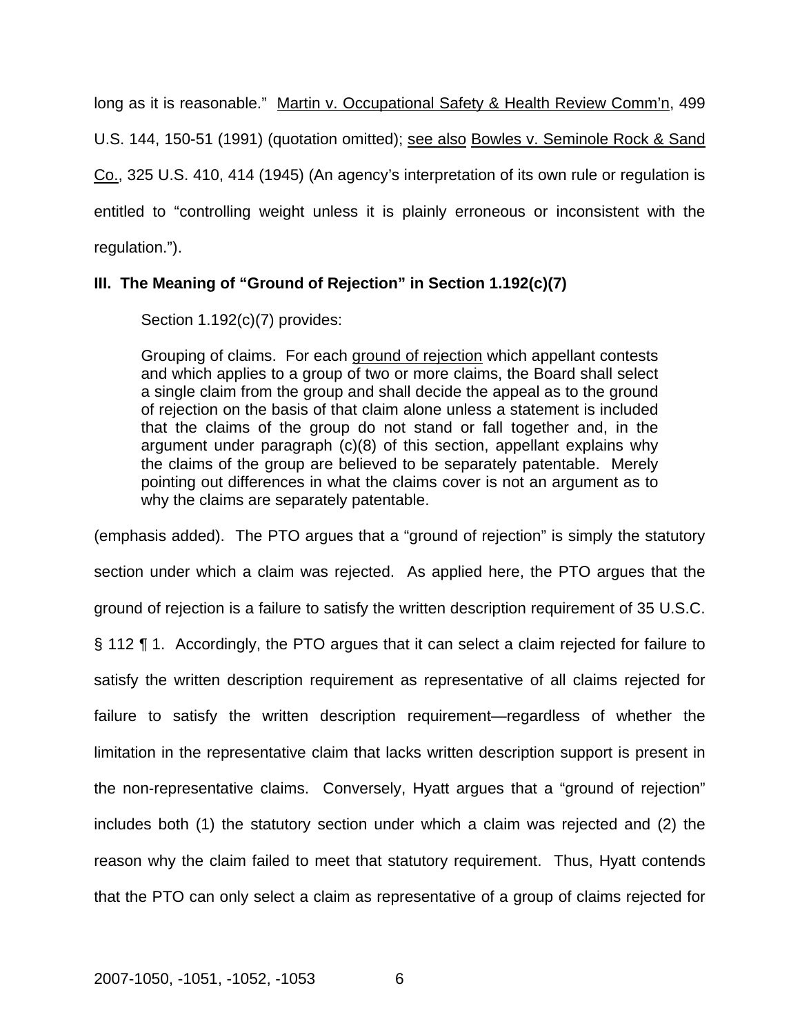long as it is reasonable." Martin v. Occupational Safety & Health Review Comm'n, 499 U.S. 144, 150-51 (1991) (quotation omitted); see also Bowles v. Seminole Rock & Sand Co., 325 U.S. 410, 414 (1945) (An agency's interpretation of its own rule or regulation is entitled to "controlling weight unless it is plainly erroneous or inconsistent with the regulation.").

**III. The Meaning of "Ground of Rejection" in Section 1.192(c)(7)**

Section 1.192(c)(7) provides:

> Grouping of claims. For each ground of rejection which appellant contests and which applies to a group of two or more claims, the Board shall select a single claim from the group and shall decide the appeal as to the ground of rejection on the basis of that claim alone unless a statement is included that the claims of the group do not stand or fall together and, in the argument under paragraph (c)(8) of this section, appellant explains why the claims of the group are believed to be separately patentable. Merely pointing out differences in what the claims cover is not an argument as to why the claims are separately patentable.

(emphasis added). The PTO argues that a "ground of rejection" is simply the statutory section under which a claim was rejected. As applied here, the PTO argues that the ground of rejection is a failure to satisfy the written description requirement of 35 U.S.C. § 112 ¶ 1. Accordingly, the PTO argues that it can select a claim rejected for failure to satisfy the written description requirement as representative of all claims rejected for failure to satisfy the written description requirement—regardless of whether the limitation in the representative claim that lacks written description support is present in the non-representative claims. Conversely, Hyatt argues that a "ground of rejection" includes both (1) the statutory section under which a claim was rejected and (2) the reason why the claim failed to meet that statutory requirement. Thus, Hyatt contends that the PTO can only select a claim as representative of a group of claims rejected for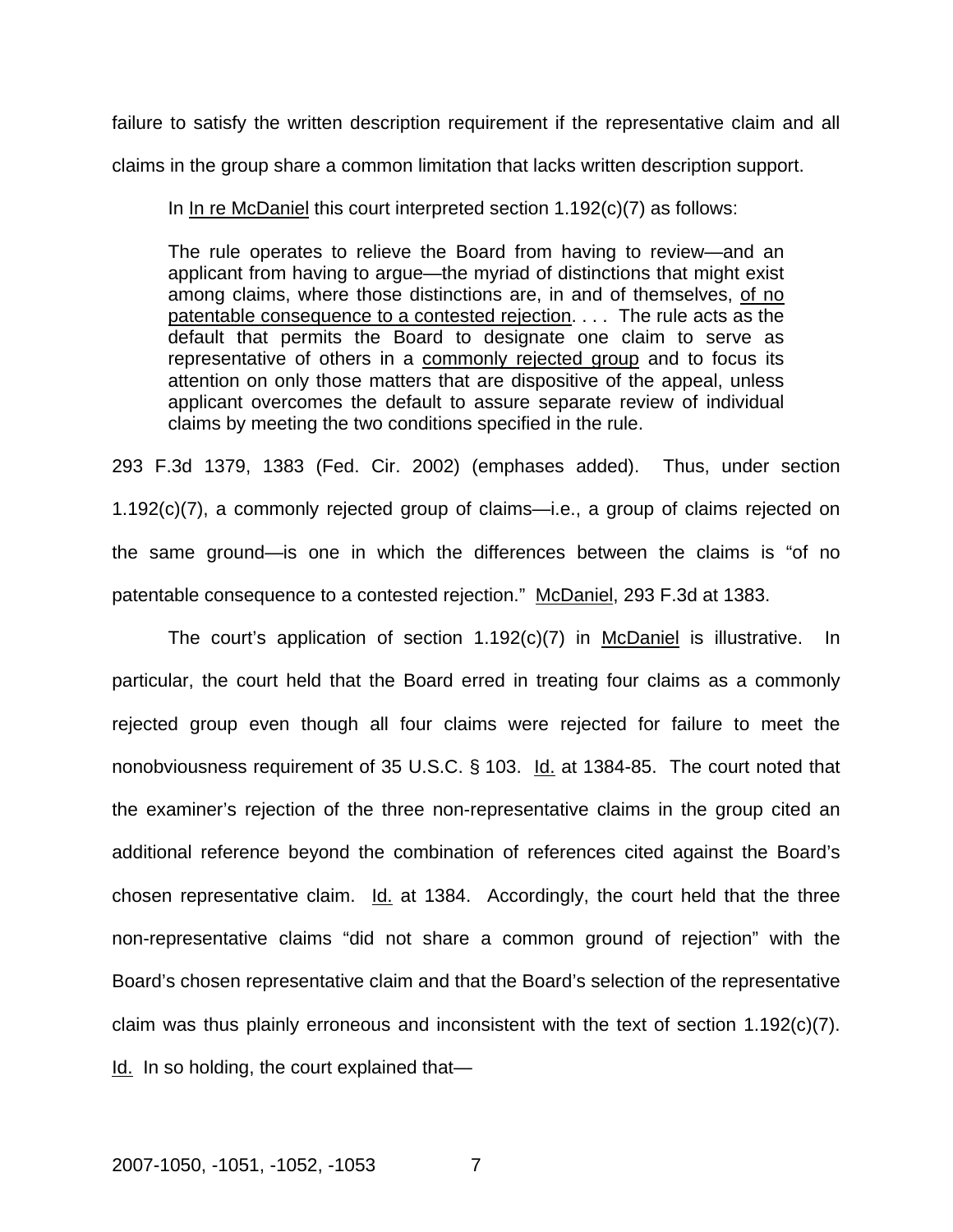failure to satisfy the written description requirement if the representative claim and all claims in the group share a common limitation that lacks written description support.

In In re McDaniel this court interpreted section 1.192(c)(7) as follows:

> The rule operates to relieve the Board from having to review—and an applicant from having to argue—the myriad of distinctions that might exist among claims, where those distinctions are, in and of themselves, of no patentable consequence to a contested rejection. . . . The rule acts as the default that permits the Board to designate one claim to serve as representative of others in a commonly rejected group and to focus its attention on only those matters that are dispositive of the appeal, unless applicant overcomes the default to assure separate review of individual claims by meeting the two conditions specified in the rule.

293 F.3d 1379, 1383 (Fed. Cir. 2002) (emphases added). Thus, under section 1.192(c)(7), a commonly rejected group of claims—i.e., a group of claims rejected on the same ground—is one in which the differences between the claims is "of no patentable consequence to a contested rejection." McDaniel, 293 F.3d at 1383.

The court's application of section 1.192(c)(7) in McDaniel is illustrative. In particular, the court held that the Board erred in treating four claims as a commonly rejected group even though all four claims were rejected for failure to meet the nonobviousness requirement of 35 U.S.C. § 103. Id. at 1384-85. The court noted that the examiner's rejection of the three non-representative claims in the group cited an additional reference beyond the combination of references cited against the Board's chosen representative claim. Id. at 1384. Accordingly, the court held that the three non-representative claims "did not share a common ground of rejection" with the Board's chosen representative claim and that the Board's selection of the representative claim was thus plainly erroneous and inconsistent with the text of section 1.192(c)(7). Id. In so holding, the court explained that—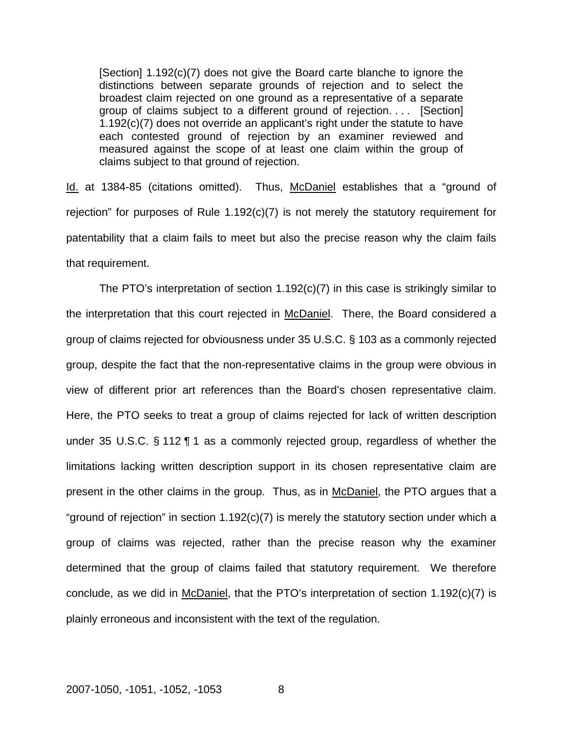> [Section] 1.192(c)(7) does not give the Board carte blanche to ignore the distinctions between separate grounds of rejection and to select the broadest claim rejected on one ground as a representative of a separate group of claims subject to a different ground of rejection. . . . [Section] 1.192(c)(7) does not override an applicant's right under the statute to have each contested ground of rejection by an examiner reviewed and measured against the scope of at least one claim within the group of claims subject to that ground of rejection.

Id. at 1384-85 (citations omitted). Thus, McDaniel establishes that a "ground of rejection" for purposes of Rule 1.192(c)(7) is not merely the statutory requirement for patentability that a claim fails to meet but also the precise reason why the claim fails that requirement.

The PTO's interpretation of section 1.192(c)(7) in this case is strikingly similar to the interpretation that this court rejected in McDaniel. There, the Board considered a group of claims rejected for obviousness under 35 U.S.C. § 103 as a commonly rejected group, despite the fact that the non-representative claims in the group were obvious in view of different prior art references than the Board's chosen representative claim. Here, the PTO seeks to treat a group of claims rejected for lack of written description under 35 U.S.C. § 112 ¶ 1 as a commonly rejected group, regardless of whether the limitations lacking written description support in its chosen representative claim are present in the other claims in the group. Thus, as in McDaniel, the PTO argues that a "ground of rejection" in section 1.192(c)(7) is merely the statutory section under which a group of claims was rejected, rather than the precise reason why the examiner determined that the group of claims failed that statutory requirement. We therefore conclude, as we did in McDaniel, that the PTO's interpretation of section 1.192(c)(7) is plainly erroneous and inconsistent with the text of the regulation.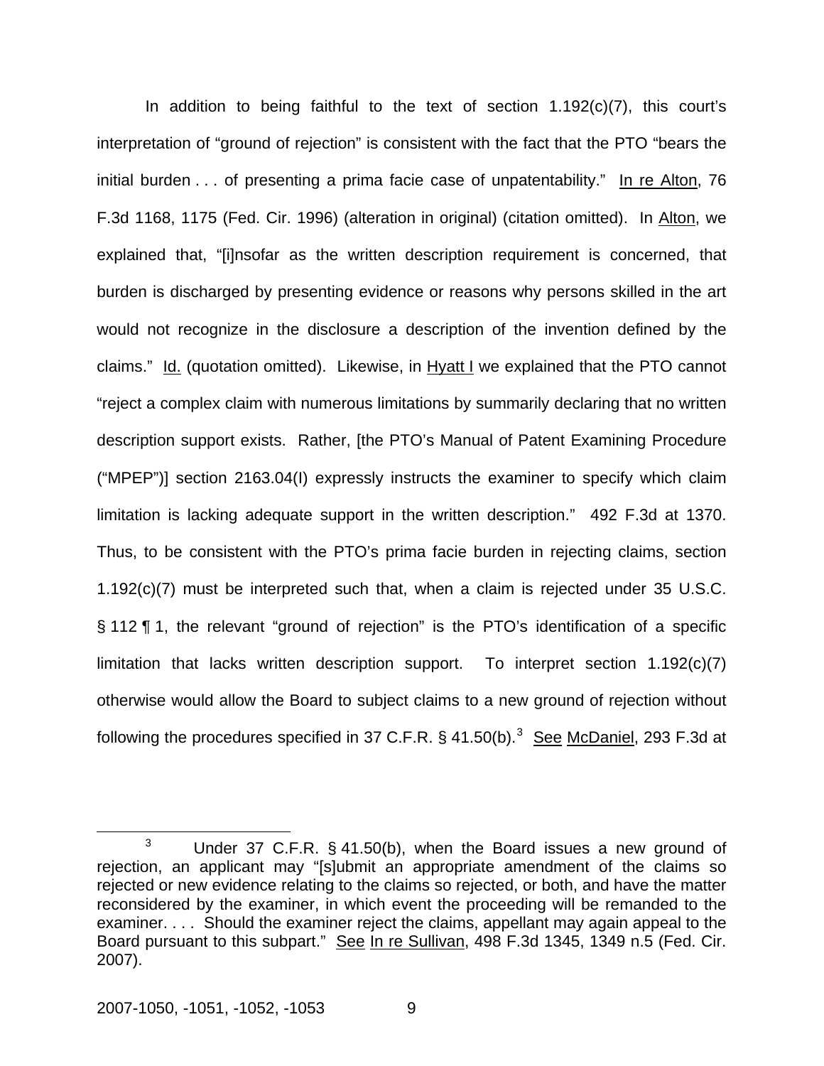In addition to being faithful to the text of section 1.192(c)(7), this court's interpretation of "ground of rejection" is consistent with the fact that the PTO "bears the initial burden . . . of presenting a prima facie case of unpatentability." In re Alton, 76 F.3d 1168, 1175 (Fed. Cir. 1996) (alteration in original) (citation omitted). In Alton, we explained that, "[i]nsofar as the written description requirement is concerned, that burden is discharged by presenting evidence or reasons why persons skilled in the art would not recognize in the disclosure a description of the invention defined by the claims." Id. (quotation omitted). Likewise, in Hyatt I we explained that the PTO cannot "reject a complex claim with numerous limitations by summarily declaring that no written description support exists. Rather, [the PTO's Manual of Patent Examining Procedure ("MPEP")] section 2163.04(I) expressly instructs the examiner to specify which claim limitation is lacking adequate support in the written description." 492 F.3d at 1370. Thus, to be consistent with the PTO's prima facie burden in rejecting claims, section 1.192(c)(7) must be interpreted such that, when a claim is rejected under 35 U.S.C. § 112 ¶ 1, the relevant "ground of rejection" is the PTO's identification of a specific limitation that lacks written description support. To interpret section 1.192(c)(7) otherwise would allow the Board to subject claims to a new ground of rejection without following the procedures specified in 37 C.F.R. § 41.50(b).[3] See McDaniel, 293 F.3d at

---

[3] Under 37 C.F.R. § 41.50(b), when the Board issues a new ground of rejection, an applicant may "[s]ubmit an appropriate amendment of the claims so rejected or new evidence relating to the claims so rejected, or both, and have the matter reconsidered by the examiner, in which event the proceeding will be remanded to the examiner. . . . Should the examiner reject the claims, appellant may again appeal to the Board pursuant to this subpart." See In re Sullivan, 498 F.3d 1345, 1349 n.5 (Fed. Cir. 2007).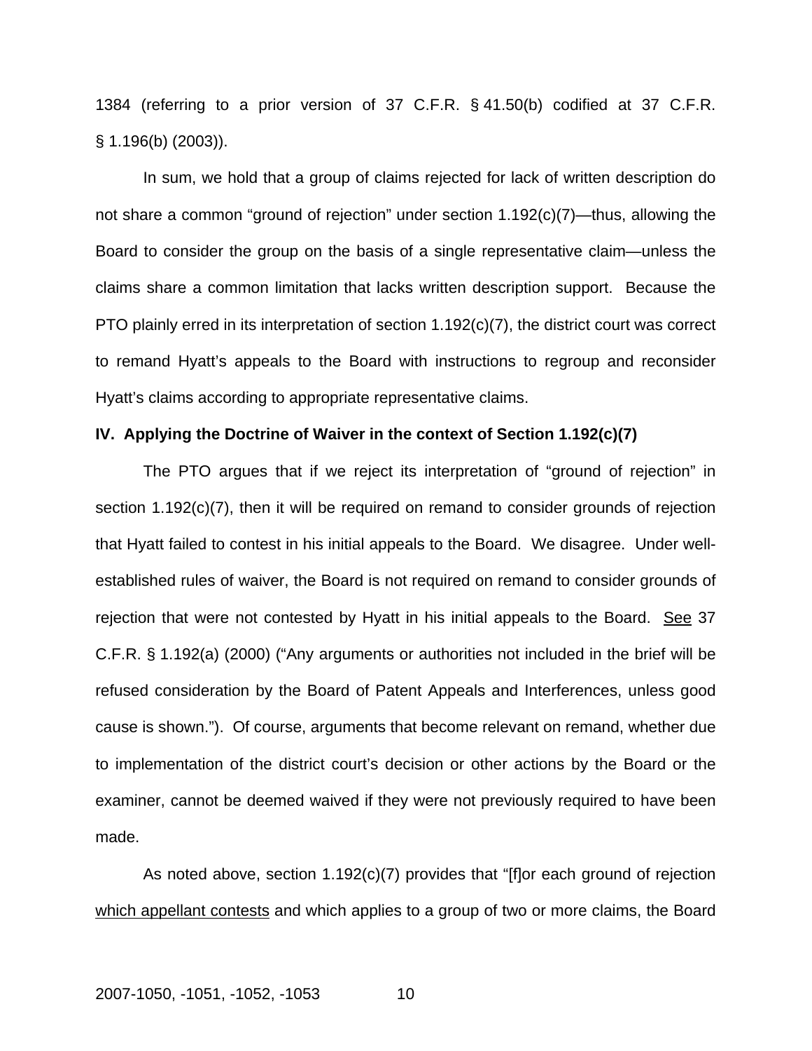1384 (referring to a prior version of 37 C.F.R. § 41.50(b) codified at 37 C.F.R. § 1.196(b) (2003)).

In sum, we hold that a group of claims rejected for lack of written description do not share a common "ground of rejection" under section 1.192(c)(7)—thus, allowing the Board to consider the group on the basis of a single representative claim—unless the claims share a common limitation that lacks written description support. Because the PTO plainly erred in its interpretation of section 1.192(c)(7), the district court was correct to remand Hyatt's appeals to the Board with instructions to regroup and reconsider Hyatt's claims according to appropriate representative claims.

**IV. Applying the Doctrine of Waiver in the context of Section 1.192(c)(7)**

The PTO argues that if we reject its interpretation of "ground of rejection" in section 1.192(c)(7), then it will be required on remand to consider grounds of rejection that Hyatt failed to contest in his initial appeals to the Board. We disagree. Under well-established rules of waiver, the Board is not required on remand to consider grounds of rejection that were not contested by Hyatt in his initial appeals to the Board. <u>See</u> 37 C.F.R. § 1.192(a) (2000) ("Any arguments or authorities not included in the brief will be refused consideration by the Board of Patent Appeals and Interferences, unless good cause is shown."). Of course, arguments that become relevant on remand, whether due to implementation of the district court's decision or other actions by the Board or the examiner, cannot be deemed waived if they were not previously required to have been made.

As noted above, section 1.192(c)(7) provides that "[f]or each ground of rejection <u>which appellant contests</u> and which applies to a group of two or more claims, the Board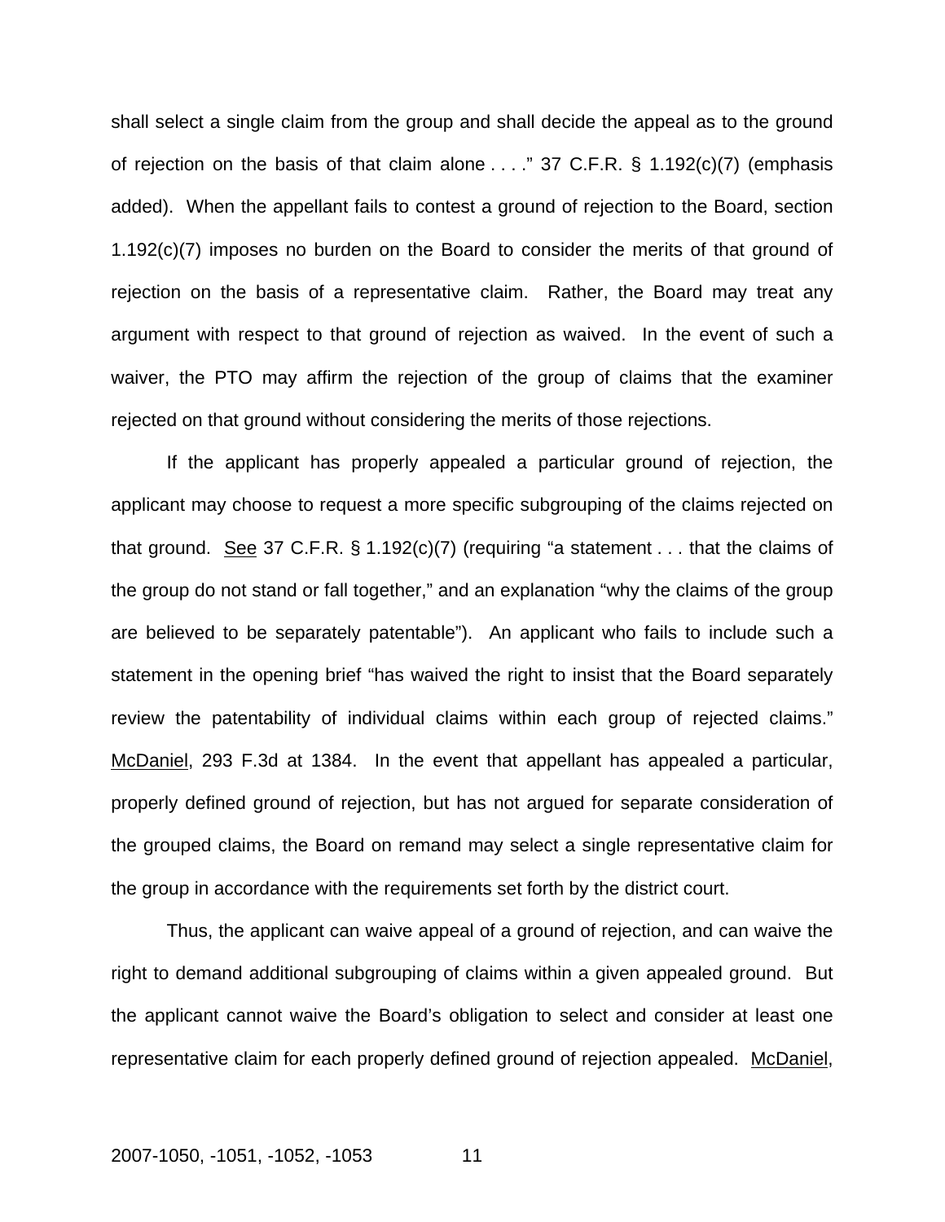shall select a single claim from the group and shall decide the appeal as to the ground of rejection on the basis of that claim alone . . . ." 37 C.F.R. § 1.192(c)(7) (emphasis added). When the appellant fails to contest a ground of rejection to the Board, section 1.192(c)(7) imposes no burden on the Board to consider the merits of that ground of rejection on the basis of a representative claim. Rather, the Board may treat any argument with respect to that ground of rejection as waived. In the event of such a waiver, the PTO may affirm the rejection of the group of claims that the examiner rejected on that ground without considering the merits of those rejections.

If the applicant has properly appealed a particular ground of rejection, the applicant may choose to request a more specific subgrouping of the claims rejected on that ground. See 37 C.F.R. § 1.192(c)(7) (requiring "a statement . . . that the claims of the group do not stand or fall together," and an explanation "why the claims of the group are believed to be separately patentable"). An applicant who fails to include such a statement in the opening brief "has waived the right to insist that the Board separately review the patentability of individual claims within each group of rejected claims." McDaniel, 293 F.3d at 1384. In the event that appellant has appealed a particular, properly defined ground of rejection, but has not argued for separate consideration of the grouped claims, the Board on remand may select a single representative claim for the group in accordance with the requirements set forth by the district court.

Thus, the applicant can waive appeal of a ground of rejection, and can waive the right to demand additional subgrouping of claims within a given appealed ground. But the applicant cannot waive the Board's obligation to select and consider at least one representative claim for each properly defined ground of rejection appealed. McDaniel,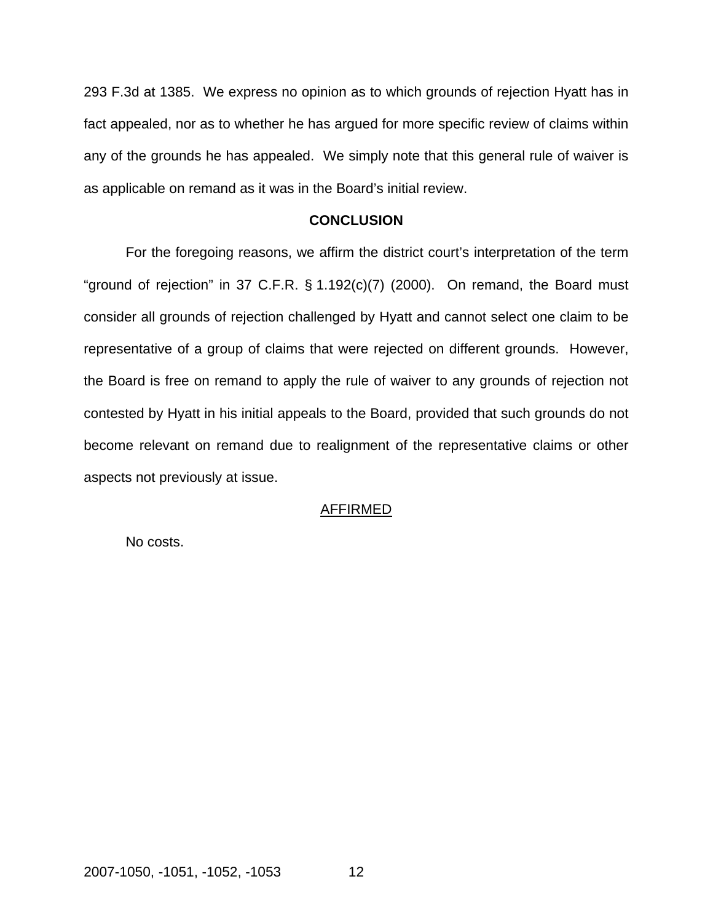293 F.3d at 1385. We express no opinion as to which grounds of rejection Hyatt has in fact appealed, nor as to whether he has argued for more specific review of claims within any of the grounds he has appealed. We simply note that this general rule of waiver is as applicable on remand as it was in the Board's initial review.

**CONCLUSION**

For the foregoing reasons, we affirm the district court's interpretation of the term "ground of rejection" in 37 C.F.R. § 1.192(c)(7) (2000). On remand, the Board must consider all grounds of rejection challenged by Hyatt and cannot select one claim to be representative of a group of claims that were rejected on different grounds. However, the Board is free on remand to apply the rule of waiver to any grounds of rejection not contested by Hyatt in his initial appeals to the Board, provided that such grounds do not become relevant on remand due to realignment of the representative claims or other aspects not previously at issue.

AFFIRMED

No costs.